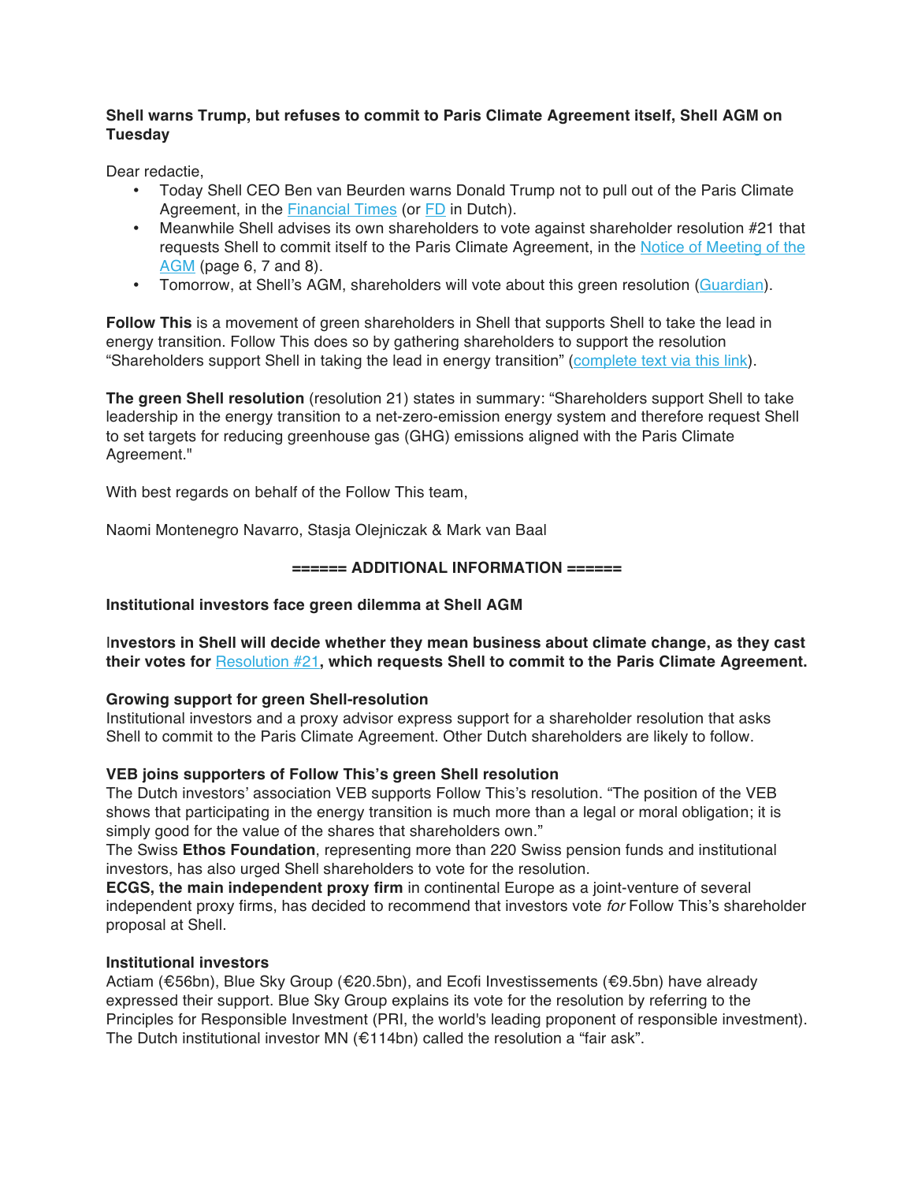**Shell warns Trump, but refuses to commit to Paris Climate Agreement itself, Shell AGM on Tuesday**

Dear redactie,

- Today Shell CEO Ben van Beurden warns Donald Trump not to pull out of the Paris Climate Agreement, in the Financial Times (or FD in Dutch).
- Meanwhile Shell advises its own shareholders to vote against shareholder resolution #21 that requests Shell to commit itself to the Paris Climate Agreement, in the Notice of Meeting of the AGM (page 6, 7 and 8).
- Tomorrow, at Shell's AGM, shareholders will vote about this green resolution (Guardian).

**Follow This** is a movement of green shareholders in Shell that supports Shell to take the lead in energy transition. Follow This does so by gathering shareholders to support the resolution "Shareholders support Shell in taking the lead in energy transition" (complete text via this link).

**The green Shell resolution** (resolution 21) states in summary: "Shareholders support Shell to take leadership in the energy transition to a net-zero-emission energy system and therefore request Shell to set targets for reducing greenhouse gas (GHG) emissions aligned with the Paris Climate Agreement."

With best regards on behalf of the Follow This team,

Naomi Montenegro Navarro, Stasja Olejniczak & Mark van Baal

**====== ADDITIONAL INFORMATION ======**

**Institutional investors face green dilemma at Shell AGM**

**Investors in Shell will decide whether they mean business about climate change, as they cast their votes for Resolution #21, which requests Shell to commit to the Paris Climate Agreement.**

**Growing support for green Shell-resolution**

Institutional investors and a proxy advisor express support for a shareholder resolution that asks Shell to commit to the Paris Climate Agreement. Other Dutch shareholders are likely to follow.

**VEB joins supporters of Follow This's green Shell resolution**

The Dutch investors' association VEB supports Follow This's resolution. "The position of the VEB shows that participating in the energy transition is much more than a legal or moral obligation; it is simply good for the value of the shares that shareholders own."

The Swiss **Ethos Foundation**, representing more than 220 Swiss pension funds and institutional investors, has also urged Shell shareholders to vote for the resolution.

**ECGS, the main independent proxy firm** in continental Europe as a joint-venture of several independent proxy firms, has decided to recommend that investors vote *for* Follow This's shareholder proposal at Shell.

**Institutional investors**

Actiam (€56bn), Blue Sky Group (€20.5bn), and Ecofi Investissements (€9.5bn) have already expressed their support. Blue Sky Group explains its vote for the resolution by referring to the Principles for Responsible Investment (PRI, the world's leading proponent of responsible investment). The Dutch institutional investor MN (€114bn) called the resolution a "fair ask".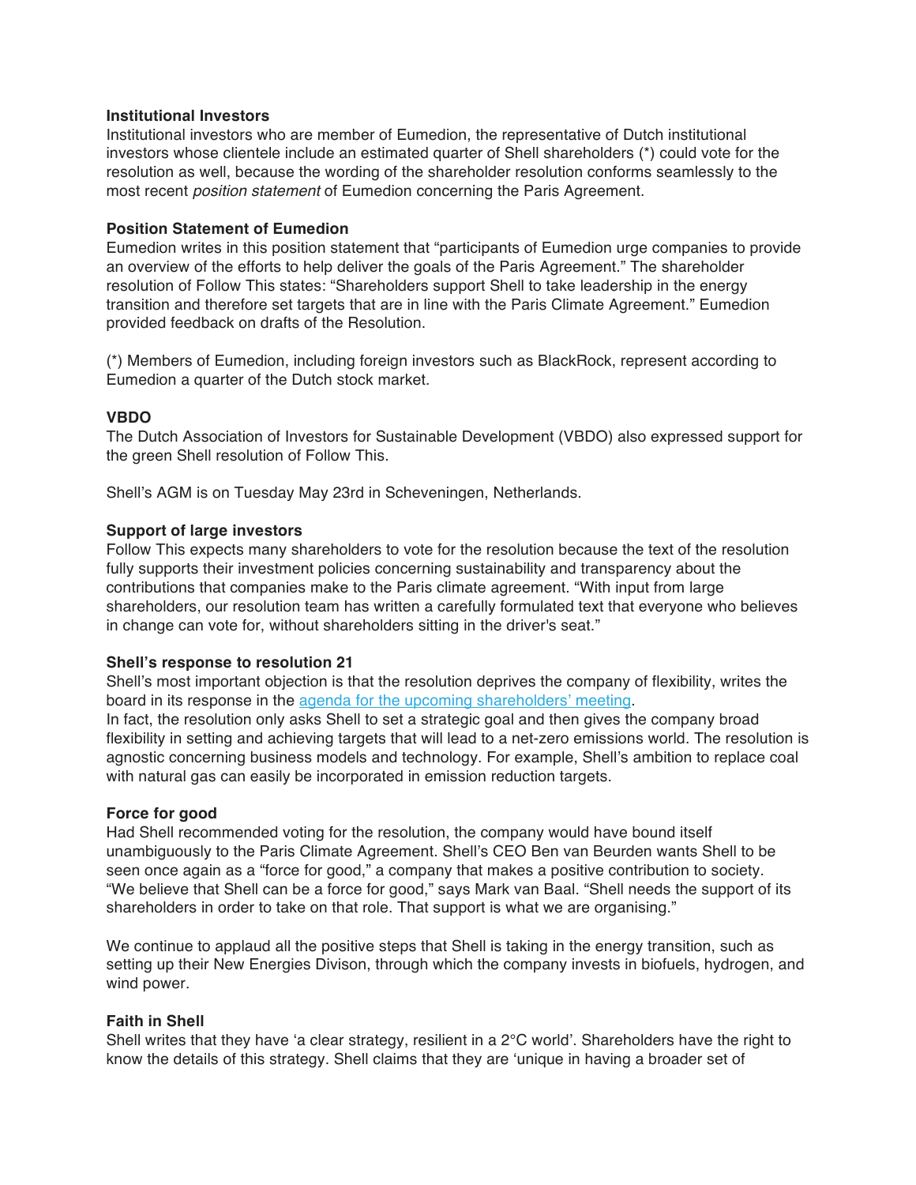**Institutional Investors**

Institutional investors who are member of Eumedion, the representative of Dutch institutional investors whose clientele include an estimated quarter of Shell shareholders (*) could vote for the resolution as well, because the wording of the shareholder resolution conforms seamlessly to the most recent *position statement* of Eumedion concerning the Paris Agreement.

**Position Statement of Eumedion**

Eumedion writes in this position statement that "participants of Eumedion urge companies to provide an overview of the efforts to help deliver the goals of the Paris Agreement." The shareholder resolution of Follow This states: "Shareholders support Shell to take leadership in the energy transition and therefore set targets that are in line with the Paris Climate Agreement." Eumedion provided feedback on drafts of the Resolution.

(*) Members of Eumedion, including foreign investors such as BlackRock, represent according to Eumedion a quarter of the Dutch stock market.

**VBDO**

The Dutch Association of Investors for Sustainable Development (VBDO) also expressed support for the green Shell resolution of Follow This.

Shell's AGM is on Tuesday May 23rd in Scheveningen, Netherlands.

**Support of large investors**

Follow This expects many shareholders to vote for the resolution because the text of the resolution fully supports their investment policies concerning sustainability and transparency about the contributions that companies make to the Paris climate agreement. "With input from large shareholders, our resolution team has written a carefully formulated text that everyone who believes in change can vote for, without shareholders sitting in the driver's seat."

**Shell's response to resolution 21**

Shell's most important objection is that the resolution deprives the company of flexibility, writes the board in its response in the agenda for the upcoming shareholders' meeting.
In fact, the resolution only asks Shell to set a strategic goal and then gives the company broad flexibility in setting and achieving targets that will lead to a net-zero emissions world. The resolution is agnostic concerning business models and technology. For example, Shell's ambition to replace coal with natural gas can easily be incorporated in emission reduction targets.

**Force for good**

Had Shell recommended voting for the resolution, the company would have bound itself unambiguously to the Paris Climate Agreement. Shell's CEO Ben van Beurden wants Shell to be seen once again as a "force for good," a company that makes a positive contribution to society. "We believe that Shell can be a force for good," says Mark van Baal. "Shell needs the support of its shareholders in order to take on that role. That support is what we are organising."

We continue to applaud all the positive steps that Shell is taking in the energy transition, such as setting up their New Energies Divison, through which the company invests in biofuels, hydrogen, and wind power.

**Faith in Shell**

Shell writes that they have 'a clear strategy, resilient in a 2°C world'. Shareholders have the right to know the details of this strategy. Shell claims that they are 'unique in having a broader set of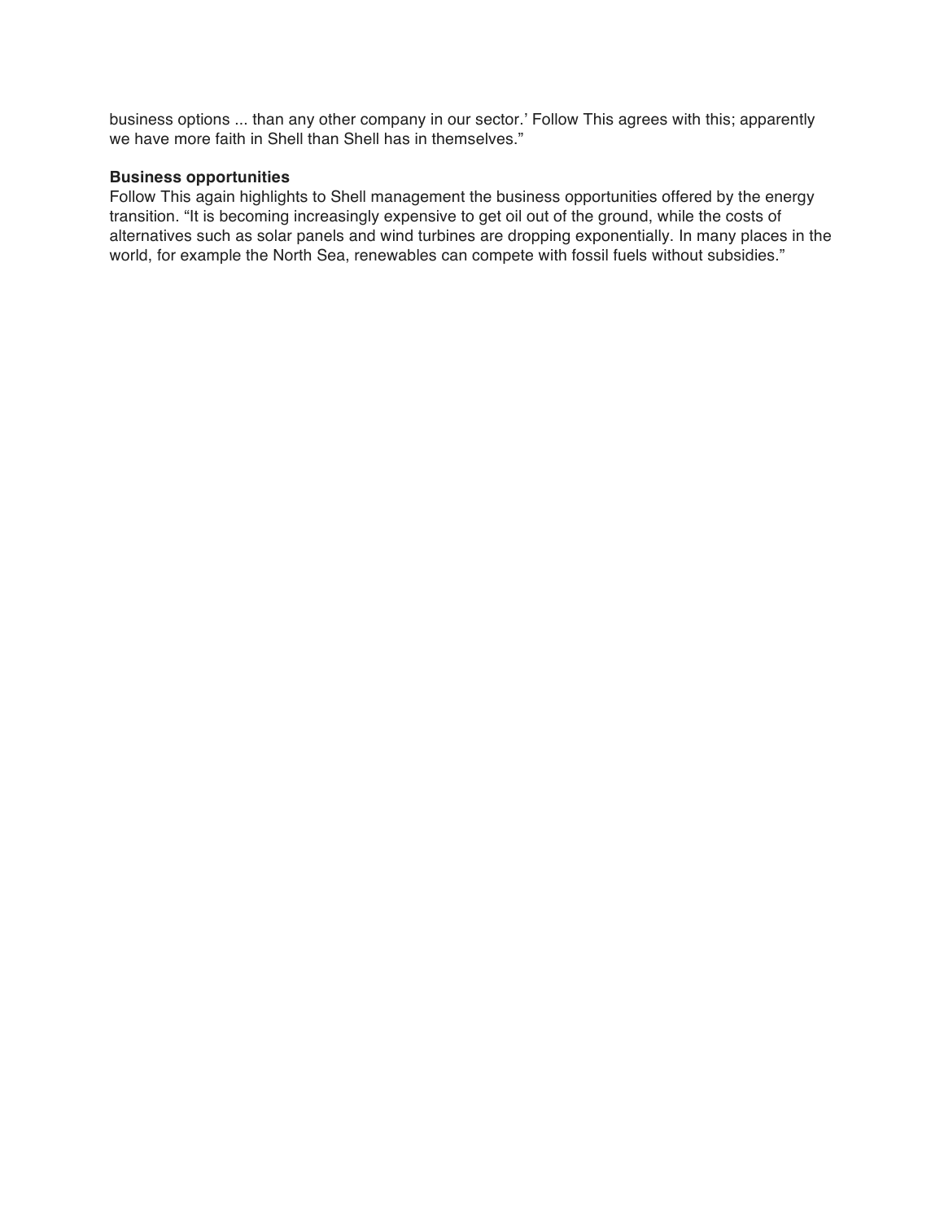business options ... than any other company in our sector.' Follow This agrees with this; apparently we have more faith in Shell than Shell has in themselves."

**Business opportunities**

Follow This again highlights to Shell management the business opportunities offered by the energy transition. "It is becoming increasingly expensive to get oil out of the ground, while the costs of alternatives such as solar panels and wind turbines are dropping exponentially. In many places in the world, for example the North Sea, renewables can compete with fossil fuels without subsidies."